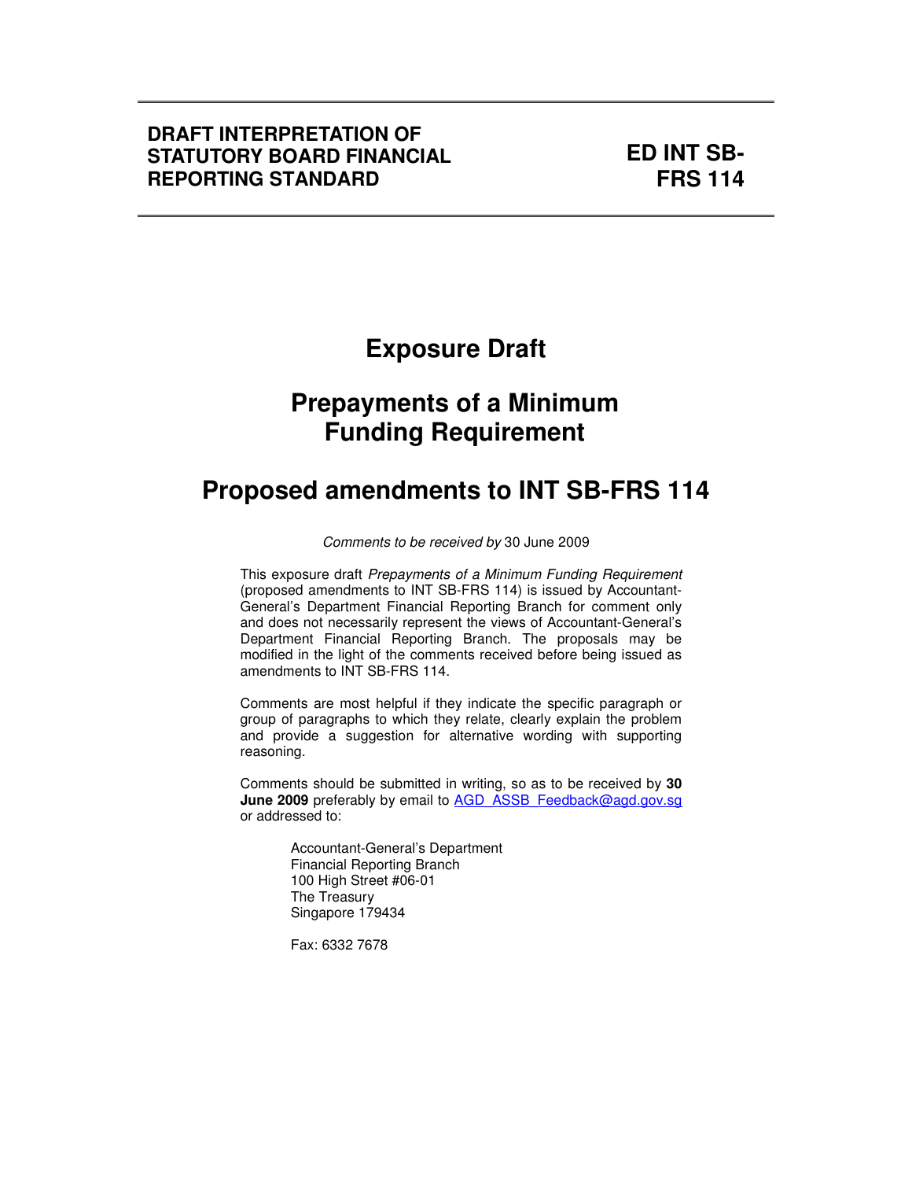**DRAFT INTERPRETATION OF STATUTORY BOARD FINANCIAL REPORTING STANDARD**

**ED INT SB-FRS 114**

# Exposure Draft

# Prepayments of a Minimum Funding Requirement

# Proposed amendments to INT SB-FRS 114

*Comments to be received by* 30 June 2009

This exposure draft *Prepayments of a Minimum Funding Requirement* (proposed amendments to INT SB-FRS 114) is issued by Accountant-General's Department Financial Reporting Branch for comment only and does not necessarily represent the views of Accountant-General's Department Financial Reporting Branch. The proposals may be modified in the light of the comments received before being issued as amendments to INT SB-FRS 114.

Comments are most helpful if they indicate the specific paragraph or group of paragraphs to which they relate, clearly explain the problem and provide a suggestion for alternative wording with supporting reasoning.

Comments should be submitted in writing, so as to be received by **30 June 2009** preferably by email to AGD_ASSB_Feedback@agd.gov.sg or addressed to:

Accountant-General's Department
Financial Reporting Branch
100 High Street #06-01
The Treasury
Singapore 179434

Fax: 6332 7678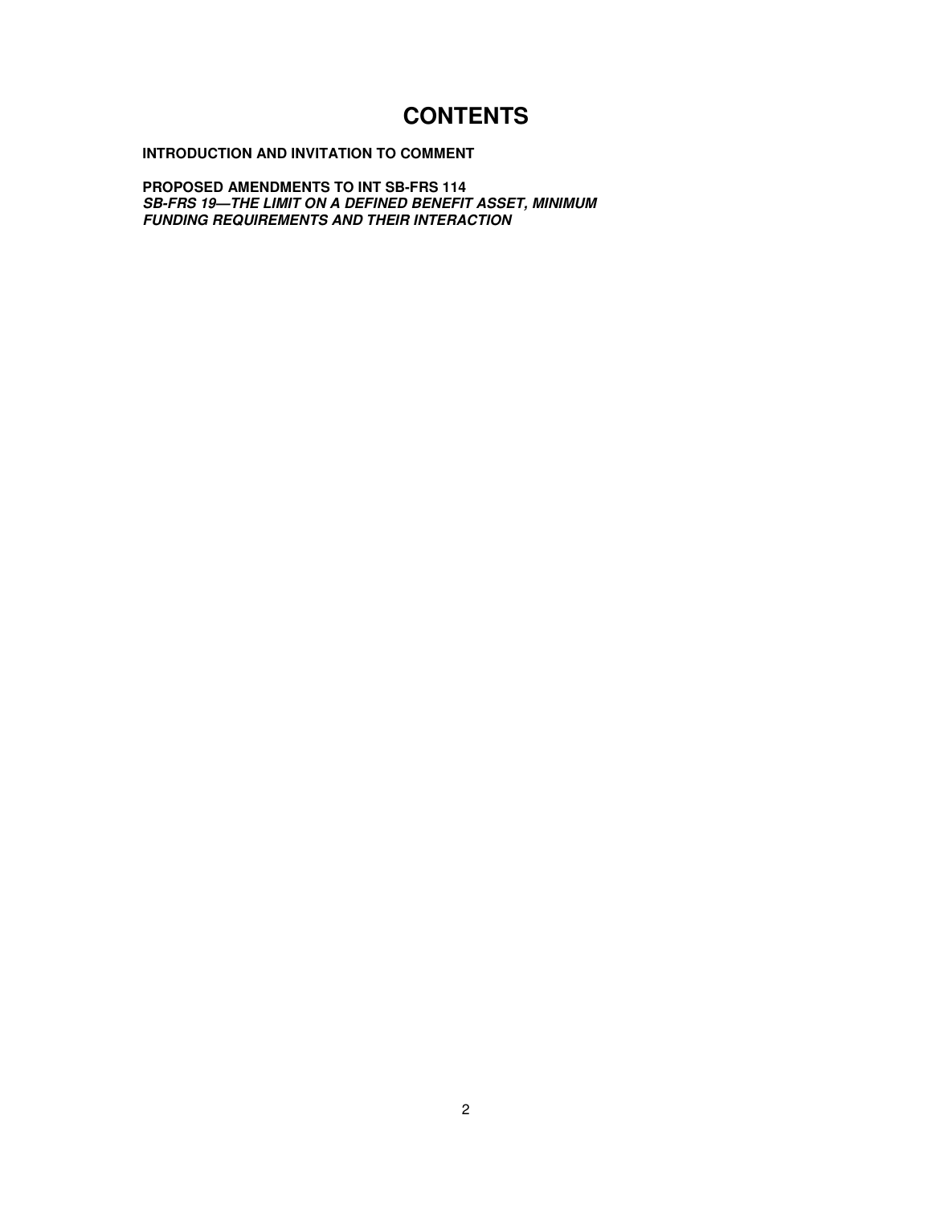# CONTENTS

**INTRODUCTION AND INVITATION TO COMMENT**

**PROPOSED AMENDMENTS TO INT SB-FRS 114**
***SB-FRS 19—THE LIMIT ON A DEFINED BENEFIT ASSET, MINIMUM FUNDING REQUIREMENTS AND THEIR INTERACTION***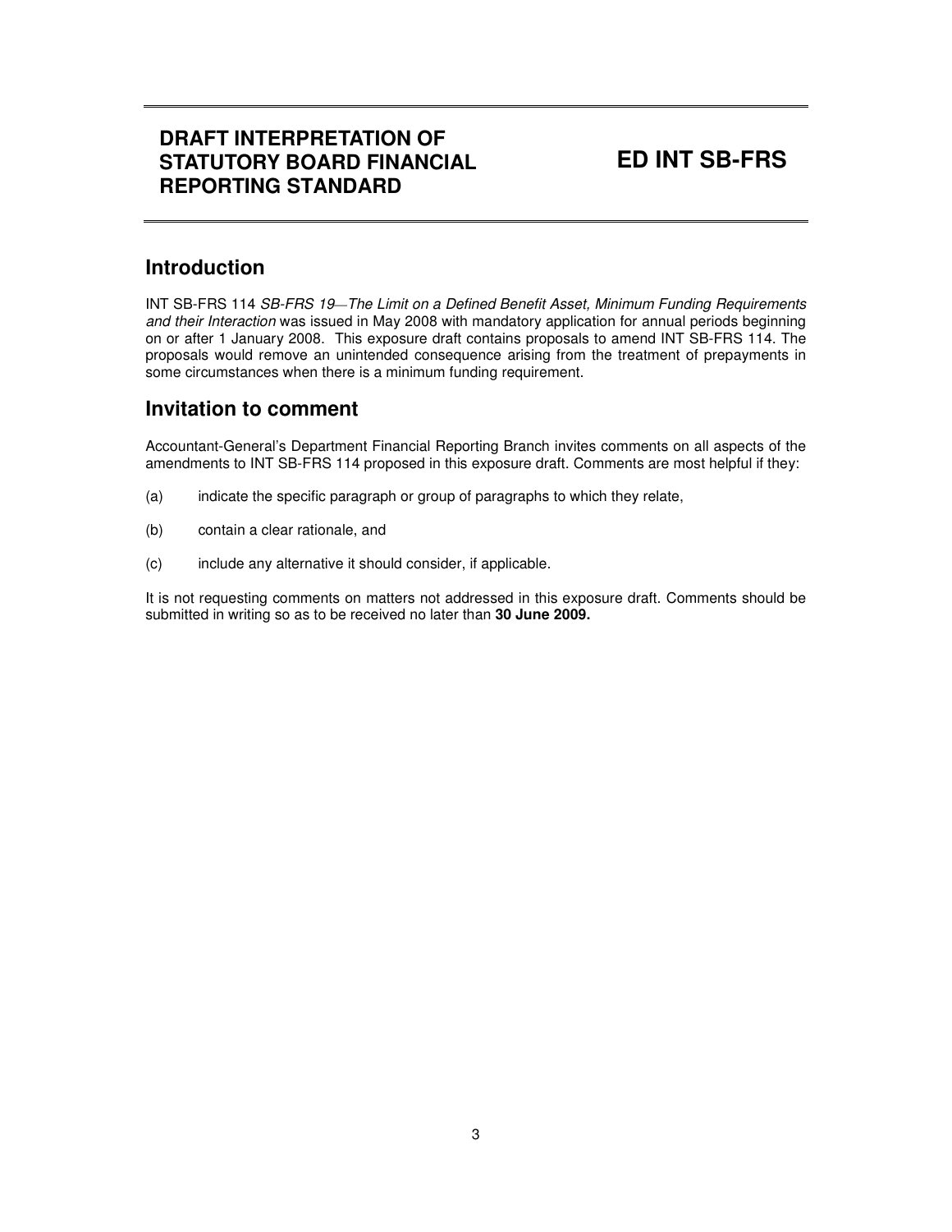# DRAFT INTERPRETATION OF STATUTORY BOARD FINANCIAL REPORTING STANDARD

# ED INT SB-FRS

## Introduction

INT SB-FRS 114 *SB-FRS 19—The Limit on a Defined Benefit Asset, Minimum Funding Requirements and their Interaction* was issued in May 2008 with mandatory application for annual periods beginning on or after 1 January 2008. This exposure draft contains proposals to amend INT SB-FRS 114. The proposals would remove an unintended consequence arising from the treatment of prepayments in some circumstances when there is a minimum funding requirement.

## Invitation to comment

Accountant-General's Department Financial Reporting Branch invites comments on all aspects of the amendments to INT SB-FRS 114 proposed in this exposure draft. Comments are most helpful if they:

(a) indicate the specific paragraph or group of paragraphs to which they relate,

(b) contain a clear rationale, and

(c) include any alternative it should consider, if applicable.

It is not requesting comments on matters not addressed in this exposure draft. Comments should be submitted in writing so as to be received no later than **30 June 2009.**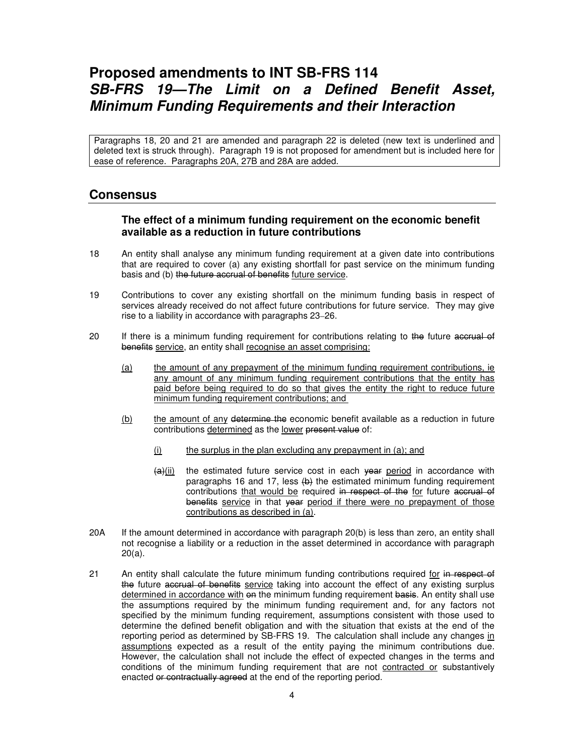# Proposed amendments to INT SB-FRS 114
## *SB-FRS 19—The Limit on a Defined Benefit Asset, Minimum Funding Requirements and their Interaction*

Paragraphs 18, 20 and 21 are amended and paragraph 22 is deleted (new text is underlined and deleted text is struck through). Paragraph 19 is not proposed for amendment but is included here for ease of reference. Paragraphs 20A, 27B and 28A are added.

## Consensus

### The effect of a minimum funding requirement on the economic benefit available as a reduction in future contributions

18 An entity shall analyse any minimum funding requirement at a given date into contributions that are required to cover (a) any existing shortfall for past service on the minimum funding basis and (b) ~~the future accrual of benefits~~ <u>future service</u>.

19 Contributions to cover any existing shortfall on the minimum funding basis in respect of services already received do not affect future contributions for future service. They may give rise to a liability in accordance with paragraphs 23–26.

20 If there is a minimum funding requirement for contributions relating to ~~the~~ future ~~accrual of benefits~~ <u>service</u>, an entity shall <u>recognise an asset comprising:</u>

<u>(a)</u> <u>the amount of any prepayment of the minimum funding requirement contributions, ie any amount of any minimum funding requirement contributions that the entity has paid before being required to do so that gives the entity the right to reduce future minimum funding requirement contributions; and</u>

<u>(b)</u> <u>the amount of any</u> ~~determine the~~ economic benefit available as a reduction in future contributions <u>determined</u> as the <u>lower</u> ~~present value~~ of:

<u>(i)</u> <u>the surplus in the plan excluding any prepayment in (a); and</u>

~~(a)~~<u>(ii)</u> the estimated future service cost in each ~~year~~ <u>period</u> in accordance with paragraphs 16 and 17, less ~~(b)~~ the estimated minimum funding requirement contributions <u>that would be</u> required ~~in respect of the~~ <u>for</u> future ~~accrual of benefits~~ <u>service</u> in that ~~year~~ <u>period if there were no prepayment of those contributions as described in (a)</u>.

20A If the amount determined in accordance with paragraph 20(b) is less than zero, an entity shall not recognise a liability or a reduction in the asset determined in accordance with paragraph 20(a).

21 An entity shall calculate the future minimum funding contributions required <u>for</u> ~~in respect of the~~ future ~~accrual of benefits~~ <u>service</u> taking into account the effect of any existing surplus <u>determined in accordance with</u> ~~on~~ the minimum funding requirement ~~basis~~. An entity shall use the assumptions required by the minimum funding requirement and, for any factors not specified by the minimum funding requirement, assumptions consistent with those used to determine the defined benefit obligation and with the situation that exists at the end of the reporting period as determined by SB-FRS 19. The calculation shall include any changes <u>in assumptions</u> expected as a result of the entity paying the minimum contributions due. However, the calculation shall not include the effect of expected changes in the terms and conditions of the minimum funding requirement that are not <u>contracted or</u> substantively enacted ~~or contractually agreed~~ at the end of the reporting period.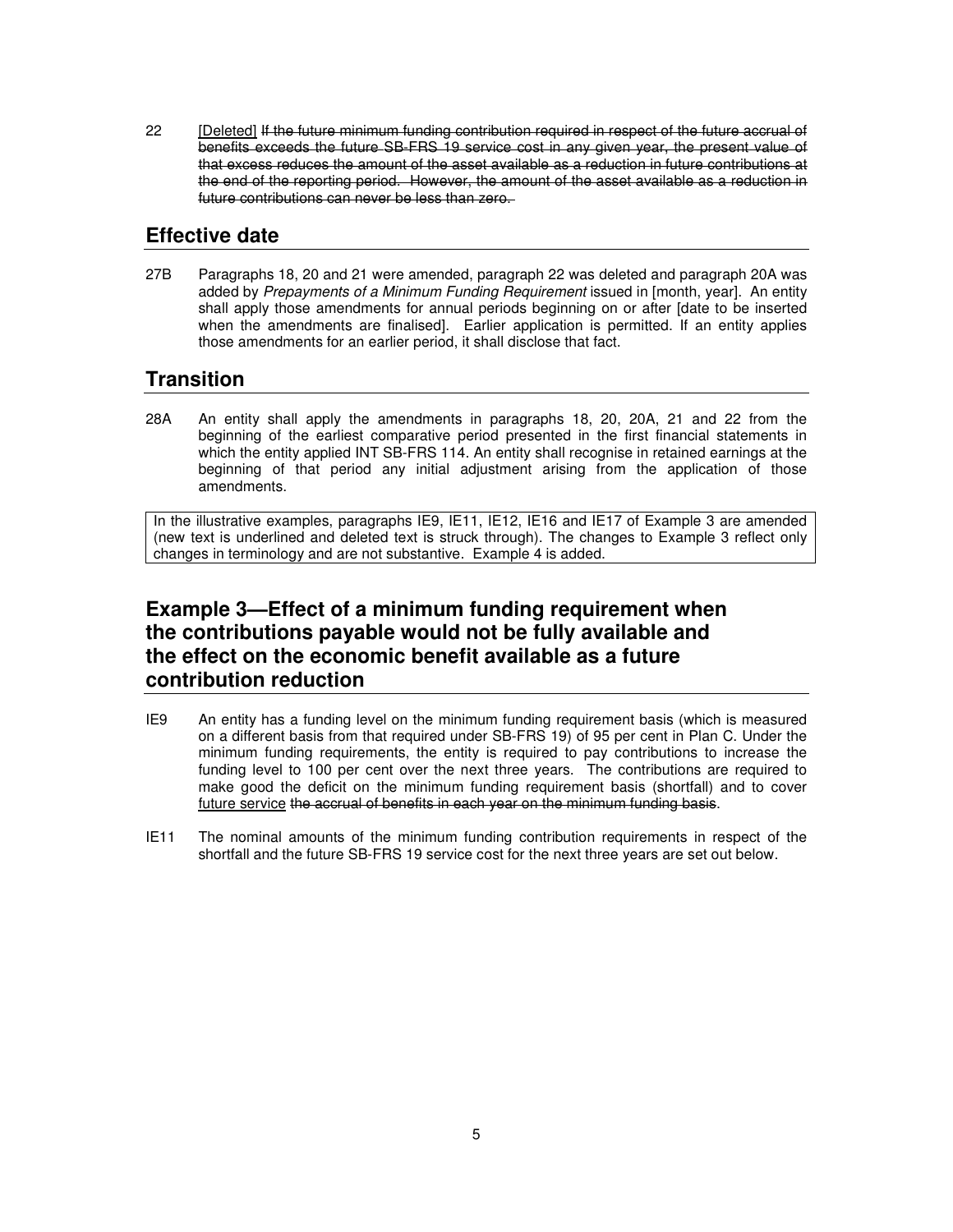22 [Deleted] ~~If the future minimum funding contribution required in respect of the future accrual of benefits exceeds the future SB-FRS 19 service cost in any given year, the present value of that excess reduces the amount of the asset available as a reduction in future contributions at the end of the reporting period. However, the amount of the asset available as a reduction in future contributions can never be less than zero.~~

## Effective date

27B Paragraphs 18, 20 and 21 were amended, paragraph 22 was deleted and paragraph 20A was added by *Prepayments of a Minimum Funding Requirement* issued in [month, year]. An entity shall apply those amendments for annual periods beginning on or after [date to be inserted when the amendments are finalised]. Earlier application is permitted. If an entity applies those amendments for an earlier period, it shall disclose that fact.

## Transition

28A An entity shall apply the amendments in paragraphs 18, 20, 20A, 21 and 22 from the beginning of the earliest comparative period presented in the first financial statements in which the entity applied INT SB-FRS 114. An entity shall recognise in retained earnings at the beginning of that period any initial adjustment arising from the application of those amendments.

In the illustrative examples, paragraphs IE9, IE11, IE12, IE16 and IE17 of Example 3 are amended (new text is underlined and deleted text is struck through). The changes to Example 3 reflect only changes in terminology and are not substantive. Example 4 is added.

## Example 3—Effect of a minimum funding requirement when the contributions payable would not be fully available and the effect on the economic benefit available as a future contribution reduction

IE9 An entity has a funding level on the minimum funding requirement basis (which is measured on a different basis from that required under SB-FRS 19) of 95 per cent in Plan C. Under the minimum funding requirements, the entity is required to pay contributions to increase the funding level to 100 per cent over the next three years. The contributions are required to make good the deficit on the minimum funding requirement basis (shortfall) and to cover <u>future service</u> ~~the accrual of benefits in each year on the minimum funding basis~~.

IE11 The nominal amounts of the minimum funding contribution requirements in respect of the shortfall and the future SB-FRS 19 service cost for the next three years are set out below.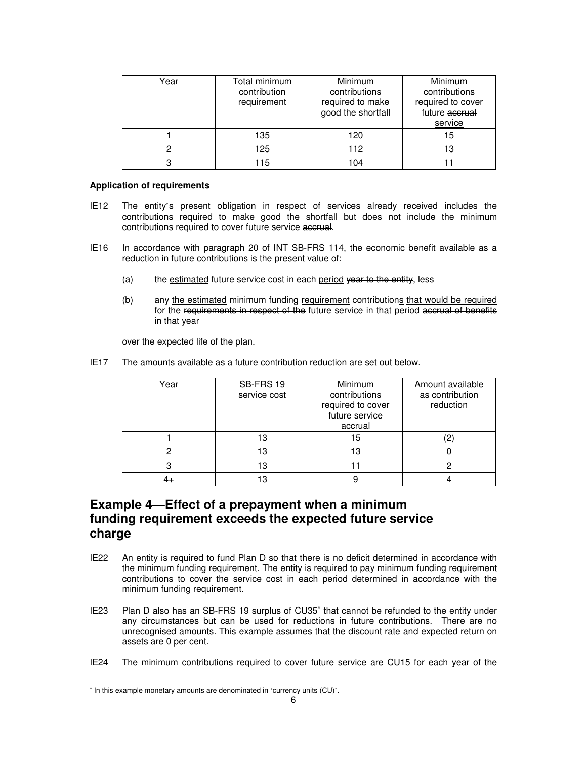| Year | Total minimum contribution requirement | Minimum contributions required to make good the shortfall | Minimum contributions required to cover future ~~accrual~~ service |
|---|---|---|---|
| 1 | 135 | 120 | 15 |
| 2 | 125 | 112 | 13 |
| 3 | 115 | 104 | 11 |

**Application of requirements**

IE12 The entity's present obligation in respect of services already received includes the contributions required to make good the shortfall but does not include the minimum contributions required to cover future service ~~accrual~~.

IE16 In accordance with paragraph 20 of INT SB-FRS 114, the economic benefit available as a reduction in future contributions is the present value of:

(a) the estimated future service cost in each period ~~year to the entity~~, less

(b) ~~any~~ the estimated minimum funding requirement contributions that would be required for the ~~requirements in respect of the~~ future service in that period ~~accrual of benefits in that year~~

over the expected life of the plan.

IE17 The amounts available as a future contribution reduction are set out below.

| Year | SB-FRS 19 service cost | Minimum contributions required to cover future service ~~accrual~~ | Amount available as contribution reduction |
|---|---|---|---|
| 1 | 13 | 15 | (2) |
| 2 | 13 | 13 | 0 |
| 3 | 13 | 11 | 2 |
| 4+ | 13 | 9 | 4 |

## Example 4—Effect of a prepayment when a minimum funding requirement exceeds the expected future service charge

IE22 An entity is required to fund Plan D so that there is no deficit determined in accordance with the minimum funding requirement. The entity is required to pay minimum funding requirement contributions to cover the service cost in each period determined in accordance with the minimum funding requirement.

IE23 Plan D also has an SB-FRS 19 surplus of CU35* that cannot be refunded to the entity under any circumstances but can be used for reductions in future contributions. There are no unrecognised amounts. This example assumes that the discount rate and expected return on assets are 0 per cent.

IE24 The minimum contributions required to cover future service are CU15 for each year of the

* In this example monetary amounts are denominated in 'currency units (CU)'.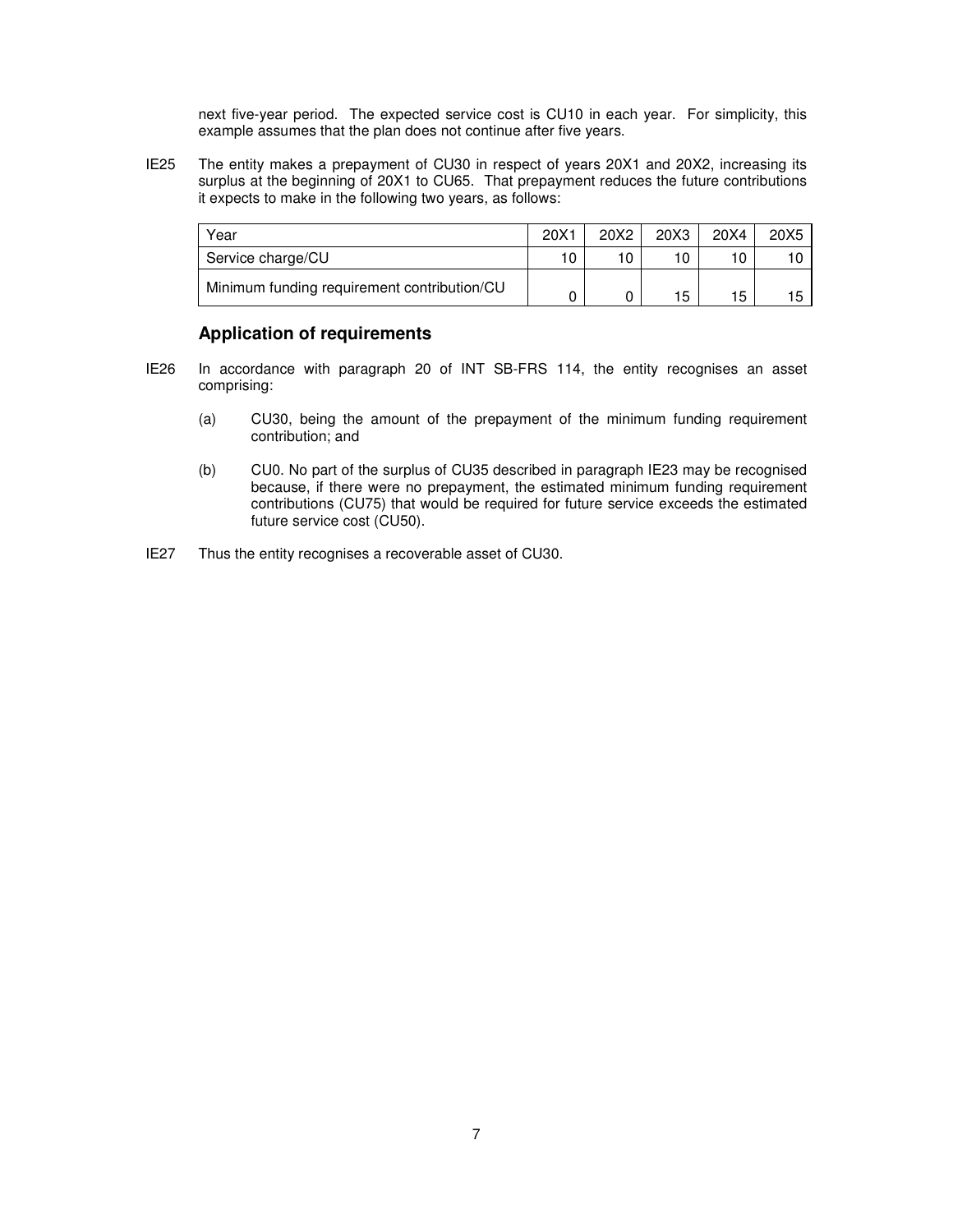next five-year period. The expected service cost is CU10 in each year. For simplicity, this example assumes that the plan does not continue after five years.

IE25 The entity makes a prepayment of CU30 in respect of years 20X1 and 20X2, increasing its surplus at the beginning of 20X1 to CU65. That prepayment reduces the future contributions it expects to make in the following two years, as follows:

| Year | 20X1 | 20X2 | 20X3 | 20X4 | 20X5 |
|---|---|---|---|---|---|
| Service charge/CU | 10 | 10 | 10 | 10 | 10 |
| Minimum funding requirement contribution/CU | 0 | 0 | 15 | 15 | 15 |

### Application of requirements

IE26 In accordance with paragraph 20 of INT SB-FRS 114, the entity recognises an asset comprising:

(a) CU30, being the amount of the prepayment of the minimum funding requirement contribution; and

(b) CU0. No part of the surplus of CU35 described in paragraph IE23 may be recognised because, if there were no prepayment, the estimated minimum funding requirement contributions (CU75) that would be required for future service exceeds the estimated future service cost (CU50).

IE27 Thus the entity recognises a recoverable asset of CU30.